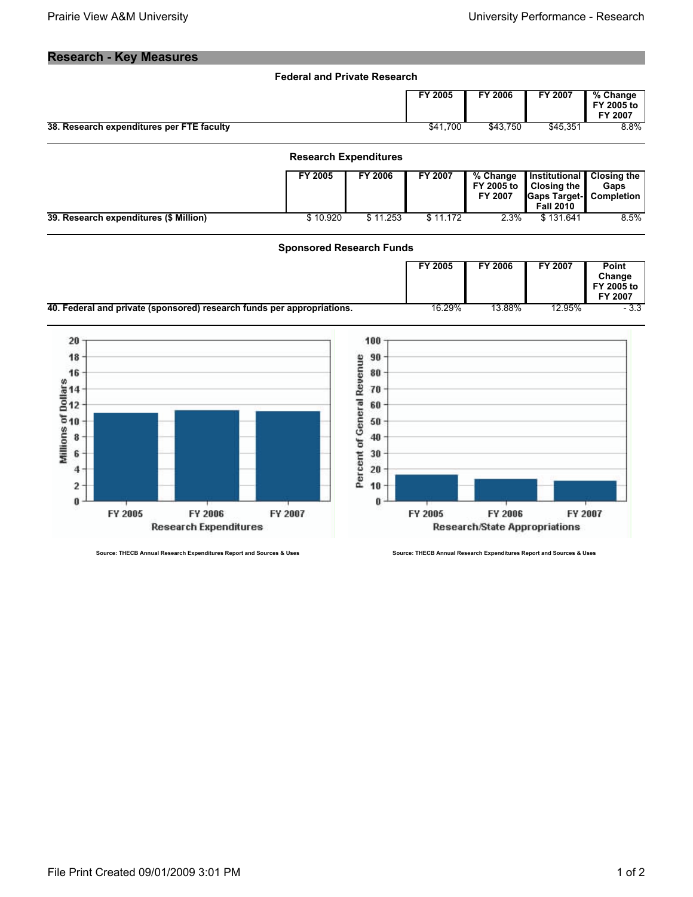## Research - Key Measures

### Federal and Private Research

| | FY 2005 | FY 2006 | FY 2007 | % Change FY 2005 to FY 2007 |
|---|---|---|---|---|
| **38. Research expenditures per FTE faculty** | $41,700 | $43,750 | $45,351 | 8.8% |

### Research Expenditures

| | FY 2005 | FY 2006 | FY 2007 | % Change FY 2005 to FY 2007 | Institutional Closing the Gaps Target-Fall 2010 | Closing the Gaps Completion |
|---|---|---|---|---|---|---|
| **39. Research expenditures ($ Million)** | $ 10.920 | $ 11.253 | $ 11.172 | 2.3% | $ 131.641 | 8.5% |

### Sponsored Research Funds

| | FY 2005 | FY 2006 | FY 2007 | Point Change FY 2005 to FY 2007 |
|---|---|---|---|---|
| **40. Federal and private (sponsored) research funds per appropriations.** | 16.29% | 13.88% | 12.95% | - 3.3 |

Source: THECB Annual Research Expenditures Report and Sources & Uses

Source: THECB Annual Research Expenditures Report and Sources & Uses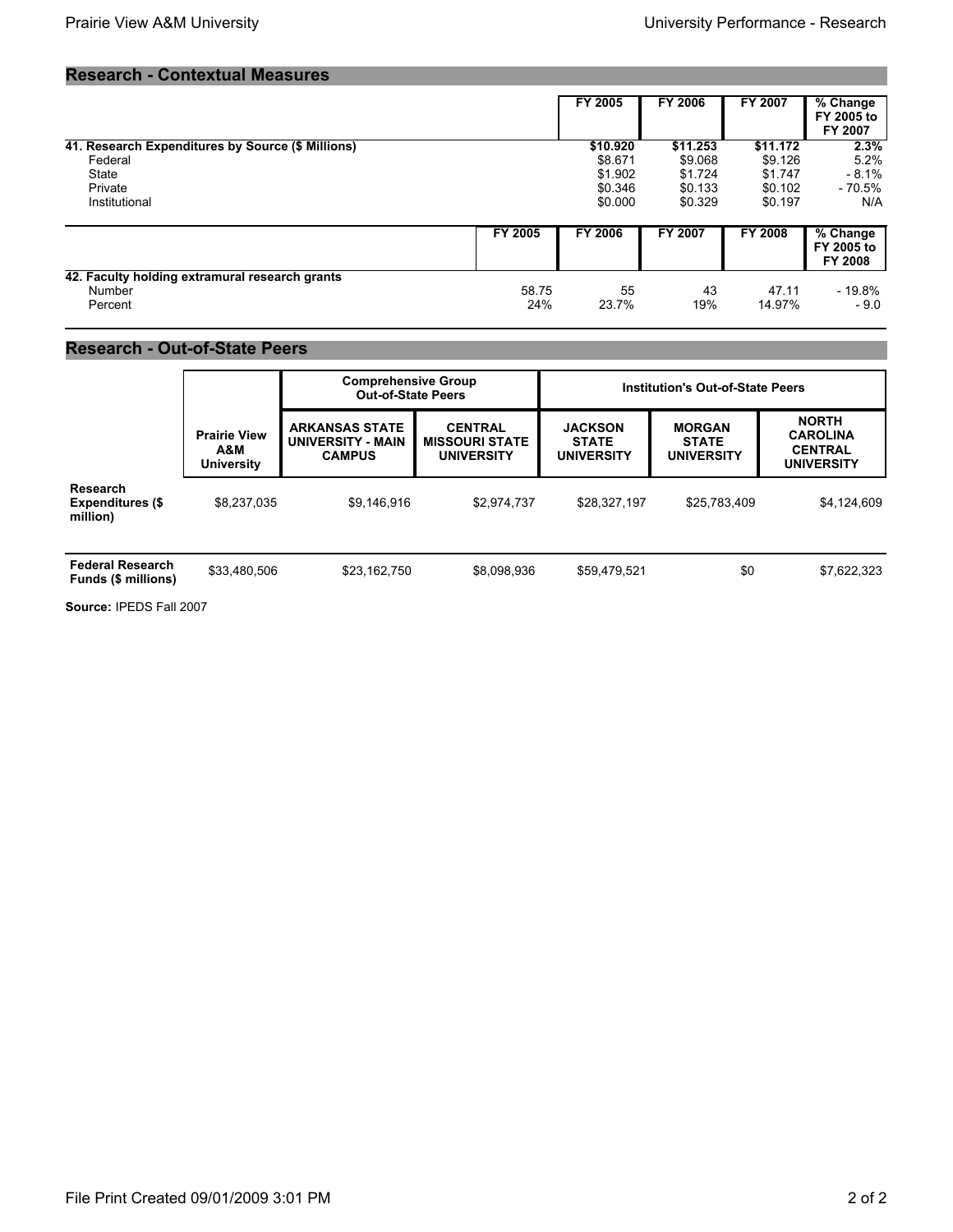## Research - Contextual Measures

| | FY 2005 | FY 2006 | FY 2007 | % Change FY 2005 to FY 2007 |
|---|---|---|---|---|
| **41. Research Expenditures by Source ($ Millions)** | **$10.920** | **$11.253** | **$11.172** | **2.3%** |
| Federal | $8.671 | $9.068 | $9.126 | 5.2% |
| State | $1.902 | $1.724 | $1.747 | - 8.1% |
| Private | $0.346 | $0.133 | $0.102 | - 70.5% |
| Institutional | $0.000 | $0.329 | $0.197 | N/A |

| | FY 2005 | FY 2006 | FY 2007 | FY 2008 | % Change FY 2005 to FY 2008 |
|---|---|---|---|---|---|
| **42. Faculty holding extramural research grants** | | | | | |
| Number | 58.75 | 55 | 43 | 47.11 | - 19.8% |
| Percent | 24% | 23.7% | 19% | 14.97% | - 9.0 |

## Research - Out-of-State Peers

| | | Comprehensive Group Out-of-State Peers | | Institution's Out-of-State Peers | | |
|---|---|---|---|---|---|---|
| | **Prairie View A&M University** | **ARKANSAS STATE UNIVERSITY - MAIN CAMPUS** | **CENTRAL MISSOURI STATE UNIVERSITY** | **JACKSON STATE UNIVERSITY** | **MORGAN STATE UNIVERSITY** | **NORTH CAROLINA CENTRAL UNIVERSITY** |
| **Research Expenditures ($ million)** | $8,237,035 | $9,146,916 | $2,974,737 | $28,327,197 | $25,783,409 | $4,124,609 |
| **Federal Research Funds ($ millions)** | $33,480,506 | $23,162,750 | $8,098,936 | $59,479,521 | $0 | $7,622,323 |

**Source:** IPEDS Fall 2007